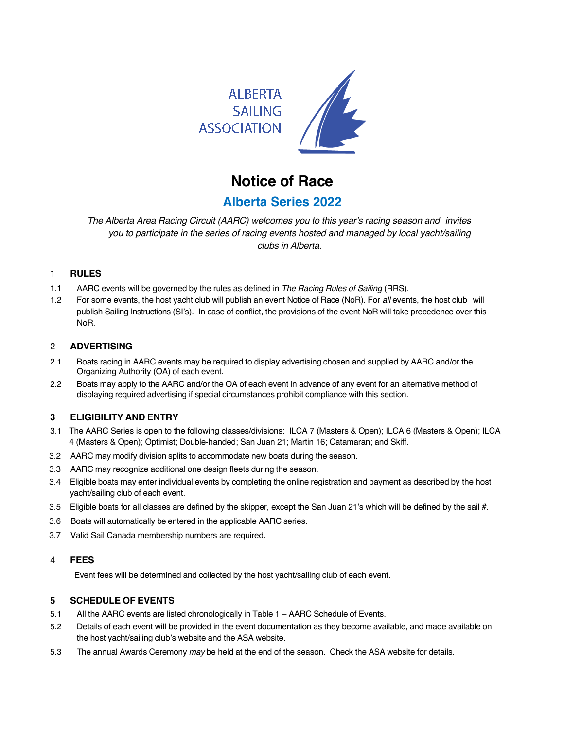ALBERTA SAILING ASSOCIATION

# Notice of Race

## Alberta Series 2022

*The Alberta Area Racing Circuit (AARC) welcomes you to this year's racing season and invites you to participate in the series of racing events hosted and managed by local yacht/sailing clubs in Alberta.*

### 1 RULES

1.1 AARC events will be governed by the rules as defined in *The Racing Rules of Sailing* (RRS).

1.2 For some events, the host yacht club will publish an event Notice of Race (NoR). For *all* events, the host club will publish Sailing Instructions (SI's). In case of conflict, the provisions of the event NoR will take precedence over this NoR.

### 2 ADVERTISING

2.1 Boats racing in AARC events may be required to display advertising chosen and supplied by AARC and/or the Organizing Authority (OA) of each event.

2.2 Boats may apply to the AARC and/or the OA of each event in advance of any event for an alternative method of displaying required advertising if special circumstances prohibit compliance with this section.

### 3 ELIGIBILITY AND ENTRY

3.1 The AARC Series is open to the following classes/divisions: ILCA 7 (Masters & Open); ILCA 6 (Masters & Open); ILCA 4 (Masters & Open); Optimist; Double-handed; San Juan 21; Martin 16; Catamaran; and Skiff.

3.2 AARC may modify division splits to accommodate new boats during the season.

3.3 AARC may recognize additional one design fleets during the season.

3.4 Eligible boats may enter individual events by completing the online registration and payment as described by the host yacht/sailing club of each event.

3.5 Eligible boats for all classes are defined by the skipper, except the San Juan 21's which will be defined by the sail #.

3.6 Boats will automatically be entered in the applicable AARC series.

3.7 Valid Sail Canada membership numbers are required.

### 4 FEES

Event fees will be determined and collected by the host yacht/sailing club of each event.

### 5 SCHEDULE OF EVENTS

5.1 All the AARC events are listed chronologically in Table 1 – AARC Schedule of Events.

5.2 Details of each event will be provided in the event documentation as they become available, and made available on the host yacht/sailing club's website and the ASA website.

5.3 The annual Awards Ceremony *may* be held at the end of the season. Check the ASA website for details.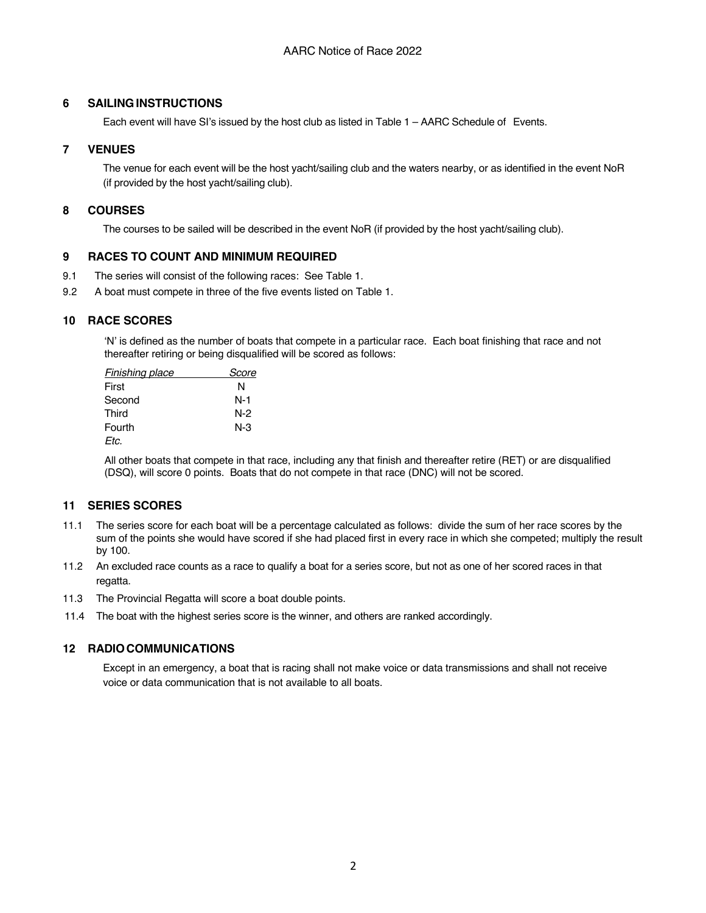## 6 SAILING INSTRUCTIONS

Each event will have SI's issued by the host club as listed in Table 1 – AARC Schedule of Events.

## 7 VENUES

The venue for each event will be the host yacht/sailing club and the waters nearby, or as identified in the event NoR (if provided by the host yacht/sailing club).

## 8 COURSES

The courses to be sailed will be described in the event NoR (if provided by the host yacht/sailing club).

## 9 RACES TO COUNT AND MINIMUM REQUIRED

9.1 The series will consist of the following races: See Table 1.

9.2 A boat must compete in three of the five events listed on Table 1.

## 10 RACE SCORES

'N' is defined as the number of boats that compete in a particular race. Each boat finishing that race and not thereafter retiring or being disqualified will be scored as follows:

| *Finishing place* | *Score* |
|---|---|
| First | N |
| Second | N-1 |
| Third | N-2 |
| Fourth | N-3 |
| *Etc.* | |

All other boats that compete in that race, including any that finish and thereafter retire (RET) or are disqualified (DSQ), will score 0 points. Boats that do not compete in that race (DNC) will not be scored.

## 11 SERIES SCORES

11.1 The series score for each boat will be a percentage calculated as follows: divide the sum of her race scores by the sum of the points she would have scored if she had placed first in every race in which she competed; multiply the result by 100.

11.2 An excluded race counts as a race to qualify a boat for a series score, but not as one of her scored races in that regatta.

11.3 The Provincial Regatta will score a boat double points.

11.4 The boat with the highest series score is the winner, and others are ranked accordingly.

## 12 RADIO COMMUNICATIONS

Except in an emergency, a boat that is racing shall not make voice or data transmissions and shall not receive voice or data communication that is not available to all boats.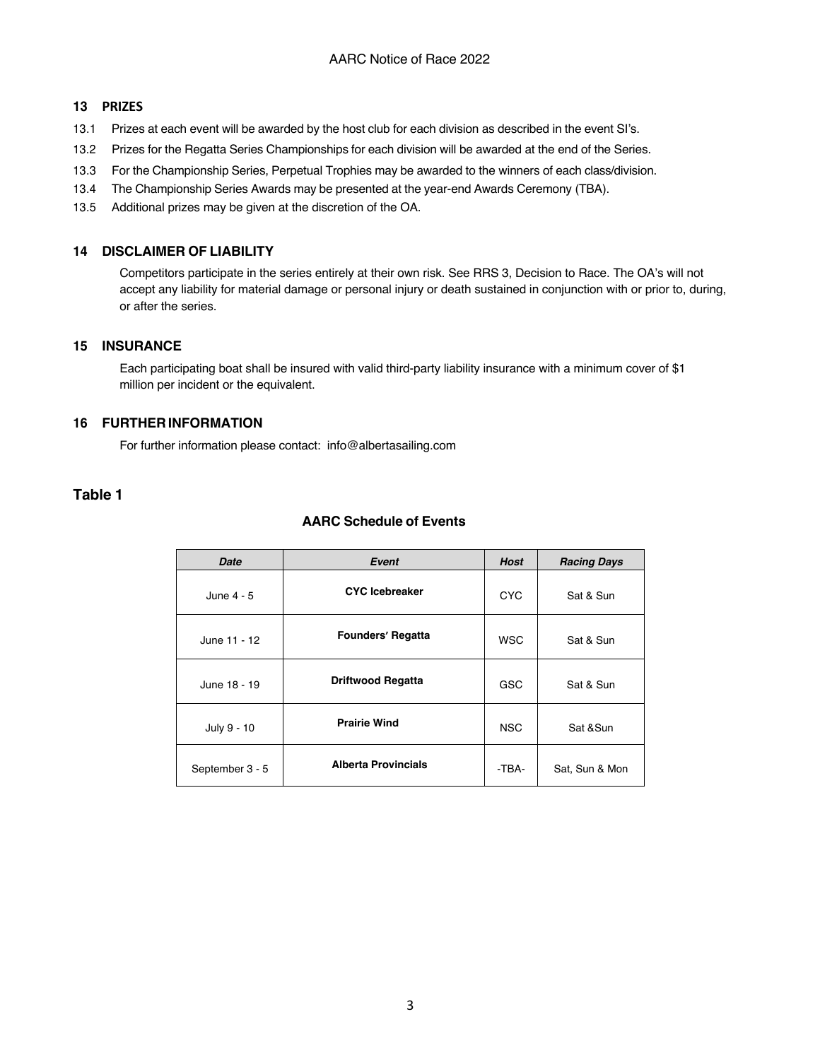## 13 PRIZES

13.1 Prizes at each event will be awarded by the host club for each division as described in the event SI's.

13.2 Prizes for the Regatta Series Championships for each division will be awarded at the end of the Series.

13.3 For the Championship Series, Perpetual Trophies may be awarded to the winners of each class/division.

13.4 The Championship Series Awards may be presented at the year-end Awards Ceremony (TBA).

13.5 Additional prizes may be given at the discretion of the OA.

## 14 DISCLAIMER OF LIABILITY

Competitors participate in the series entirely at their own risk. See RRS 3, Decision to Race. The OA's will not accept any liability for material damage or personal injury or death sustained in conjunction with or prior to, during, or after the series.

## 15 INSURANCE

Each participating boat shall be insured with valid third-party liability insurance with a minimum cover of $1 million per incident or the equivalent.

## 16 FURTHER INFORMATION

For further information please contact: info@albertasailing.com

## Table 1

### AARC Schedule of Events

| ***Date*** | ***Event*** | ***Host*** | ***Racing Days*** |
|---|---|---|---|
| June 4 - 5 | **CYC Icebreaker** | CYC | Sat & Sun |
| June 11 - 12 | **Founders' Regatta** | WSC | Sat & Sun |
| June 18 - 19 | **Driftwood Regatta** | GSC | Sat & Sun |
| July 9 - 10 | **Prairie Wind** | NSC | Sat &Sun |
| September 3 - 5 | **Alberta Provincials** | -TBA- | Sat, Sun & Mon |